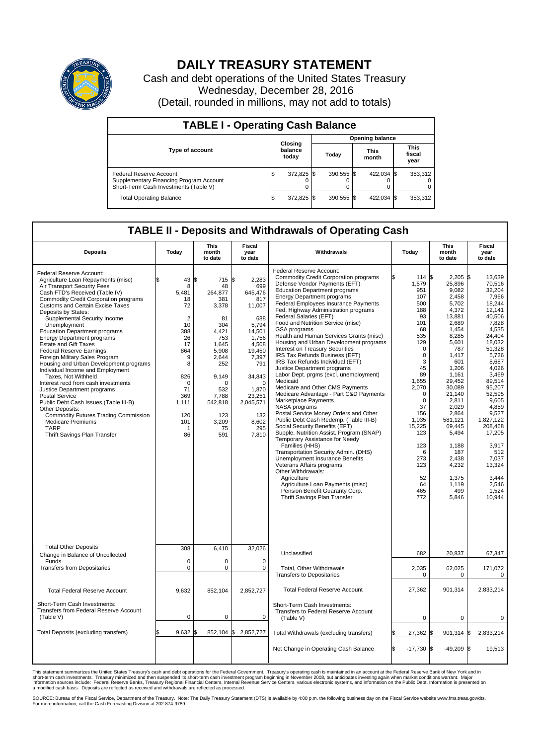# DAILY TREASURY STATEMENT

Cash and debt operations of the United States Treasury
Wednesday, December 28, 2016
(Detail, rounded in millions, may not add to totals)

## TABLE I - Operating Cash Balance

| Type of account | Closing balance today | Opening balance Today | Opening balance This month | Opening balance This fiscal year |
|---|---|---|---|---|
| Federal Reserve Account | $ 372,825 | $ 390,555 | $ 422,034 | $ 353,312 |
| Supplementary Financing Program Account | 0 | 0 | 0 | 0 |
| Short-Term Cash Investments (Table V) | 0 | 0 | 0 | 0 |
| Total Operating Balance | $ 372,825 | $ 390,555 | $ 422,034 | $ 353,312 |

## TABLE II - Deposits and Withdrawals of Operating Cash

| Deposits | Today | This month to date | Fiscal year to date | Withdrawals | Today | This month to date | Fiscal year to date |
|---|---|---|---|---|---|---|---|
| Federal Reserve Account: | | | | Federal Reserve Account: | | | |
| Agriculture Loan Repayments (misc) | $ 43 | $ 715 | $ 2,283 | Commodity Credit Corporation programs | $ 114 | $ 2,205 | $ 13,639 |
| Air Transport Security Fees | 8 | 48 | 699 | Defense Vendor Payments (EFT) | 1,579 | 25,896 | 70,516 |
| Cash FTD's Received (Table IV) | 5,481 | 264,877 | 645,476 | Education Department programs | 951 | 9,082 | 32,204 |
| Commodity Credit Corporation programs | 18 | 381 | 817 | Energy Department programs | 107 | 2,458 | 7,966 |
| Customs and Certain Excise Taxes | 72 | 3,378 | 11,007 | Federal Employees Insurance Payments | 500 | 5,702 | 18,244 |
| Deposits by States: | | | | Fed. Highway Administration programs | 188 | 4,372 | 12,141 |
| Supplemental Security Income | 2 | 81 | 688 | Federal Salaries (EFT) | 93 | 13,881 | 40,506 |
| Unemployment | 10 | 304 | 5,794 | Food and Nutrition Service (misc) | 101 | 2,689 | 7,828 |
| Education Department programs | 388 | 4,421 | 14,501 | GSA programs | 68 | 1,454 | 4,535 |
| Energy Department programs | 26 | 753 | 1,756 | Health and Human Services Grants (misc) | 535 | 8,285 | 24,404 |
| Estate and Gift Taxes | 17 | 1,645 | 4,508 | Housing and Urban Development programs | 129 | 5,601 | 18,032 |
| Federal Reserve Earnings | 864 | 5,908 | 19,450 | Interest on Treasury Securities | 0 | 787 | 51,328 |
| Foreign Military Sales Program | 9 | 2,644 | 7,397 | IRS Tax Refunds Business (EFT) | 0 | 1,417 | 5,726 |
| Housing and Urban Development programs | 8 | 252 | 791 | IRS Tax Refunds Individual (EFT) | 3 | 601 | 8,687 |
| Individual Income and Employment Taxes, Not Withheld | 826 | 9,149 | 34,843 | Justice Department programs | 45 | 1,206 | 4,026 |
| Interest recd from cash investments | 0 | 0 | 0 | Labor Dept. prgms (excl. unemployment) | 89 | 1,161 | 3,469 |
| Justice Department programs | 71 | 532 | 1,870 | Medicaid | 1,655 | 29,452 | 89,514 |
| Postal Service | 369 | 7,788 | 23,251 | Medicare and Other CMS Payments | 2,070 | 30,089 | 95,207 |
| Public Debt Cash Issues (Table III-B) | 1,111 | 542,818 | 2,045,571 | Medicare Advantage - Part C&D Payments | 0 | 21,140 | 52,595 |
| Other Deposits: | | | | Marketplace Payments | 0 | 2,811 | 9,605 |
| Commodity Futures Trading Commission | 120 | 123 | 132 | NASA programs | 37 | 2,029 | 4,859 |
| Medicare Premiums | 101 | 3,209 | 8,602 | Postal Service Money Orders and Other | 156 | 2,864 | 9,527 |
| TARP | 1 | 75 | 295 | Public Debt Cash Redemp. (Table III-B) | 1,035 | 581,121 | 1,827,122 |
| Thrift Savings Plan Transfer | 86 | 591 | 7,810 | Social Security Benefits (EFT) | 15,225 | 69,445 | 208,468 |
| | | | | Supple. Nutrition Assist. Program (SNAP) | 123 | 5,494 | 17,205 |
| | | | | Temporary Assistance for Needy Families (HHS) | 123 | 1,188 | 3,917 |
| | | | | Transportation Security Admin. (DHS) | 6 | 187 | 512 |
| | | | | Unemployment Insurance Benefits | 273 | 2,438 | 7,037 |
| | | | | Veterans Affairs programs | 123 | 4,232 | 13,324 |
| | | | | Other Withdrawals: | | | |
| | | | | Agriculture | 52 | 1,375 | 3,444 |
| | | | | Agriculture Loan Payments (misc) | 64 | 1,119 | 2,546 |
| | | | | Pension Benefit Guaranty Corp. | 465 | 499 | 1,524 |
| | | | | Thrift Savings Plan Transfer | 772 | 5,846 | 10,944 |
| Total Other Deposits | 308 | 6,410 | 32,026 | Unclassified | 682 | 20,837 | 67,347 |
| Change in Balance of Uncollected Funds | 0 | 0 | 0 | | | | |
| Transfers from Depositaries | 0 | 0 | 0 | Total, Other Withdrawals | 2,035 | 62,025 | 171,072 |
| | | | | Transfers to Depositaries | 0 | 0 | 0 |
| Total Federal Reserve Account | 9,632 | 852,104 | 2,852,727 | Total Federal Reserve Account | 27,362 | 901,314 | 2,833,214 |
| Short-Term Cash Investments: Transfers from Federal Reserve Account (Table V) | 0 | 0 | 0 | Short-Term Cash Investments: Transfers to Federal Reserve Account (Table V) | 0 | 0 | 0 |
| Total Deposits (excluding transfers) | $ 9,632 | $ 852,104 | $ 2,852,727 | Total Withdrawals (excluding transfers) | $ 27,362 | $ 901,314 | $ 2,833,214 |
| | | | | Net Change in Operating Cash Balance | $ -17,730 | $ -49,209 | $ 19,513 |

This statement summarizes the United States Treasury's cash and debt operations for the Federal Government. Treasury's operating cash is maintained in an account at the Federal Reserve Bank of New York and in short-term cash investments. Treasury minimized and then suspended its short-term cash investment program beginning in November 2008, but anticipates investing again when market conditions warrant. Major information sources include: Federal Reserve Banks, Treasury Regional Financial Centers, Internal Revenue Service Centers, various electronic systems, and information on the Public Debt. Information is presented on a modified cash basis. Deposits are reflected as received and withdrawals are reflected as processed.

SOURCE: Bureau of the Fiscal Service, Department of the Treasury. Note: The Daily Treasury Statement (DTS) is available by 4:00 p.m. the following business day on the Fiscal Service website www.fms.treas.gov/dts. For more information, call the Cash Forecasting Division at 202-874-9789.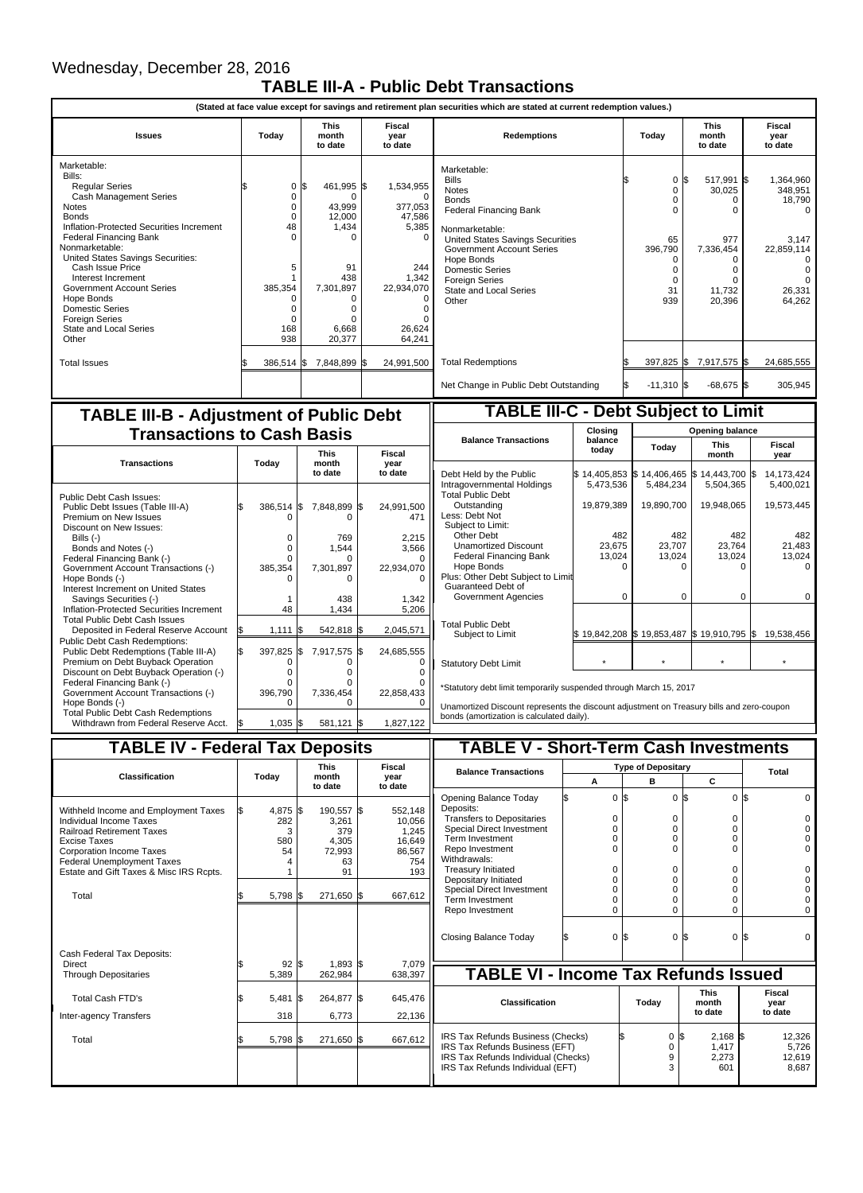Wednesday, December 28, 2016

# TABLE III-A - Public Debt Transactions

(Stated at face value except for savings and retirement plan securities which are stated at current redemption values.)

| Issues | Today | This month to date | Fiscal year to date |
|---|---|---|---|
| Marketable: | | | |
| Bills: | | | |
| Regular Series | $ 0 | $ 461,995 | $ 1,534,955 |
| Cash Management Series | 0 | 0 | 0 |
| Notes | 0 | 43,999 | 377,053 |
| Bonds | 0 | 12,000 | 47,586 |
| Inflation-Protected Securities Increment | 48 | 1,434 | 5,385 |
| Federal Financing Bank | 0 | 0 | 0 |
| Nonmarketable: | | | |
| United States Savings Securities: | | | |
| Cash Issue Price | 5 | 91 | 244 |
| Interest Increment | 1 | 438 | 1,342 |
| Government Account Series | 385,354 | 7,301,897 | 22,934,070 |
| Hope Bonds | 0 | 0 | 0 |
| Domestic Series | 0 | 0 | 0 |
| Foreign Series | 0 | 0 | 0 |
| State and Local Series | 168 | 6,668 | 26,624 |
| Other | 938 | 20,377 | 64,241 |
| Total Issues | $ 386,514 | $ 7,848,899 | $ 24,991,500 |

| Redemptions | Today | This month to date | Fiscal year to date |
|---|---|---|---|
| Marketable: | | | |
| Bills | $ 0 | $ 517,991 | $ 1,364,960 |
| Notes | 0 | 30,025 | 348,951 |
| Bonds | 0 | 0 | 18,790 |
| Federal Financing Bank | 0 | 0 | 0 |
| Nonmarketable: | | | |
| United States Savings Securities | 65 | 977 | 3,147 |
| Government Account Series | 396,790 | 7,336,454 | 22,859,114 |
| Hope Bonds | 0 | 0 | 0 |
| Domestic Series | 0 | 0 | 0 |
| Foreign Series | 0 | 0 | 0 |
| State and Local Series | 31 | 11,732 | 26,331 |
| Other | 939 | 20,396 | 64,262 |
| Total Redemptions | $ 397,825 | $ 7,917,575 | $ 24,685,555 |
| Net Change in Public Debt Outstanding | $ -11,310 | $ -68,675 | $ 305,945 |

# TABLE III-B - Adjustment of Public Debt Transactions to Cash Basis

| Transactions | Today | This month to date | Fiscal year to date |
|---|---|---|---|
| Public Debt Cash Issues: | | | |
| Public Debt Issues (Table III-A) | $ 386,514 | $ 7,848,899 | $ 24,991,500 |
| Premium on New Issues | 0 | 0 | 471 |
| Discount on New Issues: | | | |
| Bills (-) | 0 | 769 | 2,215 |
| Bonds and Notes (-) | 0 | 1,544 | 3,566 |
| Federal Financing Bank (-) | 0 | 0 | 0 |
| Government Account Transactions (-) | 385,354 | 7,301,897 | 22,934,070 |
| Hope Bonds (-) | 0 | 0 | 0 |
| Interest Increment on United States Savings Securities (-) | 1 | 438 | 1,342 |
| Inflation-Protected Securities Increment | 48 | 1,434 | 5,206 |
| Total Public Debt Cash Issues Deposited in Federal Reserve Account | $ 1,111 | $ 542,818 | $ 2,045,571 |
| Public Debt Cash Redemptions: | | | |
| Public Debt Redemptions (Table III-A) | $ 397,825 | $ 7,917,575 | $ 24,685,555 |
| Premium on Debt Buyback Operation | 0 | 0 | 0 |
| Discount on Debt Buyback Operation (-) | 0 | 0 | 0 |
| Federal Financing Bank (-) | 0 | 0 | 0 |
| Government Account Transactions (-) | 396,790 | 7,336,454 | 22,858,433 |
| Hope Bonds (-) | 0 | 0 | 0 |
| Total Public Debt Cash Redemptions Withdrawn from Federal Reserve Acct. | $ 1,035 | $ 581,121 | $ 1,827,122 |

# TABLE III-C - Debt Subject to Limit

| Balance Transactions | Closing balance today | Opening balance Today | Opening balance This month | Opening balance Fiscal year |
|---|---|---|---|---|
| Debt Held by the Public | $ 14,405,853 | $ 14,406,465 | $ 14,443,700 | $ 14,173,424 |
| Intragovernmental Holdings | 5,473,536 | 5,484,234 | 5,504,365 | 5,400,021 |
| Total Public Debt Outstanding | 19,879,389 | 19,890,700 | 19,948,065 | 19,573,445 |
| Less: Debt Not Subject to Limit: | | | | |
| Other Debt | 482 | 482 | 482 | 482 |
| Unamortized Discount | 23,675 | 23,707 | 23,764 | 21,483 |
| Federal Financing Bank | 13,024 | 13,024 | 13,024 | 13,024 |
| Hope Bonds | 0 | 0 | 0 | 0 |
| Plus: Other Debt Subject to Limit | | | | |
| Guaranteed Debt of Government Agencies | 0 | 0 | 0 | 0 |
| Total Public Debt Subject to Limit | $ 19,842,208 | $ 19,853,487 | $ 19,910,795 | $ 19,538,456 |
| Statutory Debt Limit | * | * | * | * |

*Statutory debt limit temporarily suspended through March 15, 2017

Unamortized Discount represents the discount adjustment on Treasury bills and zero-coupon bonds (amortization is calculated daily).

# TABLE IV - Federal Tax Deposits

| Classification | Today | This month to date | Fiscal year to date |
|---|---|---|---|
| Withheld Income and Employment Taxes | $ 4,875 | $ 190,557 | $ 552,148 |
| Individual Income Taxes | 282 | 3,261 | 10,056 |
| Railroad Retirement Taxes | 3 | 379 | 1,245 |
| Excise Taxes | 580 | 4,305 | 16,649 |
| Corporation Income Taxes | 54 | 72,993 | 86,567 |
| Federal Unemployment Taxes | 4 | 63 | 754 |
| Estate and Gift Taxes & Misc IRS Rcpts. | 1 | 91 | 193 |
| Total | $ 5,798 | $ 271,650 | $ 667,612 |
| Cash Federal Tax Deposits: | | | |
| Direct | $ 92 | $ 1,893 | $ 7,079 |
| Through Depositaries | 5,389 | 262,984 | 638,397 |
| Total Cash FTD's | $ 5,481 | $ 264,877 | $ 645,476 |
| Inter-agency Transfers | 318 | 6,773 | 22,136 |
| Total | $ 5,798 | $ 271,650 | $ 667,612 |

# TABLE V - Short-Term Cash Investments

| Balance Transactions | Type of Depositary A | Type of Depositary B | Type of Depositary C | Total |
|---|---|---|---|---|
| Opening Balance Today | $ 0 | $ 0 | $ 0 | $ 0 |
| Deposits: | | | | |
| Transfers to Depositaries | 0 | 0 | 0 | 0 |
| Special Direct Investment | 0 | 0 | 0 | 0 |
| Term Investment | 0 | 0 | 0 | 0 |
| Repo Investment | 0 | 0 | 0 | 0 |
| Withdrawals: | | | | |
| Treasury Initiated | 0 | 0 | 0 | 0 |
| Depositary Initiated | 0 | 0 | 0 | 0 |
| Special Direct Investment | 0 | 0 | 0 | 0 |
| Term Investment | 0 | 0 | 0 | 0 |
| Repo Investment | 0 | 0 | 0 | 0 |
| Closing Balance Today | $ 0 | $ 0 | $ 0 | $ 0 |

# TABLE VI - Income Tax Refunds Issued

| Classification | Today | This month to date | Fiscal year to date |
|---|---|---|---|
| IRS Tax Refunds Business (Checks) | $ 0 | $ 2,168 | $ 12,326 |
| IRS Tax Refunds Business (EFT) | 0 | 1,417 | 5,726 |
| IRS Tax Refunds Individual (Checks) | 9 | 2,273 | 12,619 |
| IRS Tax Refunds Individual (EFT) | 3 | 601 | 8,687 |